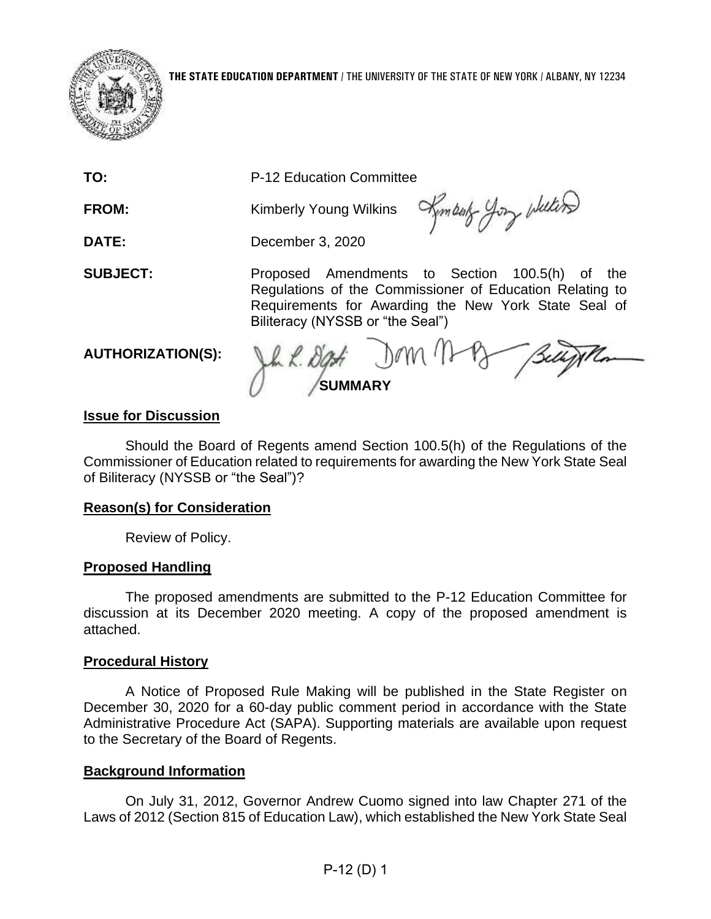**THE STATE EDUCATION DEPARTMENT** / THE UNIVERSITY OF THE STATE OF NEW YORK / ALBANY, NY 12234

**TO:** P-12 Education Committee

**FROM:** Kimberly Young Wilkins

**DATE:** December 3, 2020

**SUBJECT:** Proposed Amendments to Section 100.5(h) of the Regulations of the Commissioner of Education Relating to Requirements for Awarding the New York State Seal of Biliteracy (NYSSB or "the Seal")

**AUTHORIZATION(S):**

**SUMMARY**

**Issue for Discussion**

Should the Board of Regents amend Section 100.5(h) of the Regulations of the Commissioner of Education related to requirements for awarding the New York State Seal of Biliteracy (NYSSB or "the Seal")?

**Reason(s) for Consideration**

Review of Policy.

**Proposed Handling**

The proposed amendments are submitted to the P-12 Education Committee for discussion at its December 2020 meeting. A copy of the proposed amendment is attached.

**Procedural History**

A Notice of Proposed Rule Making will be published in the State Register on December 30, 2020 for a 60-day public comment period in accordance with the State Administrative Procedure Act (SAPA). Supporting materials are available upon request to the Secretary of the Board of Regents.

**Background Information**

On July 31, 2012, Governor Andrew Cuomo signed into law Chapter 271 of the Laws of 2012 (Section 815 of Education Law), which established the New York State Seal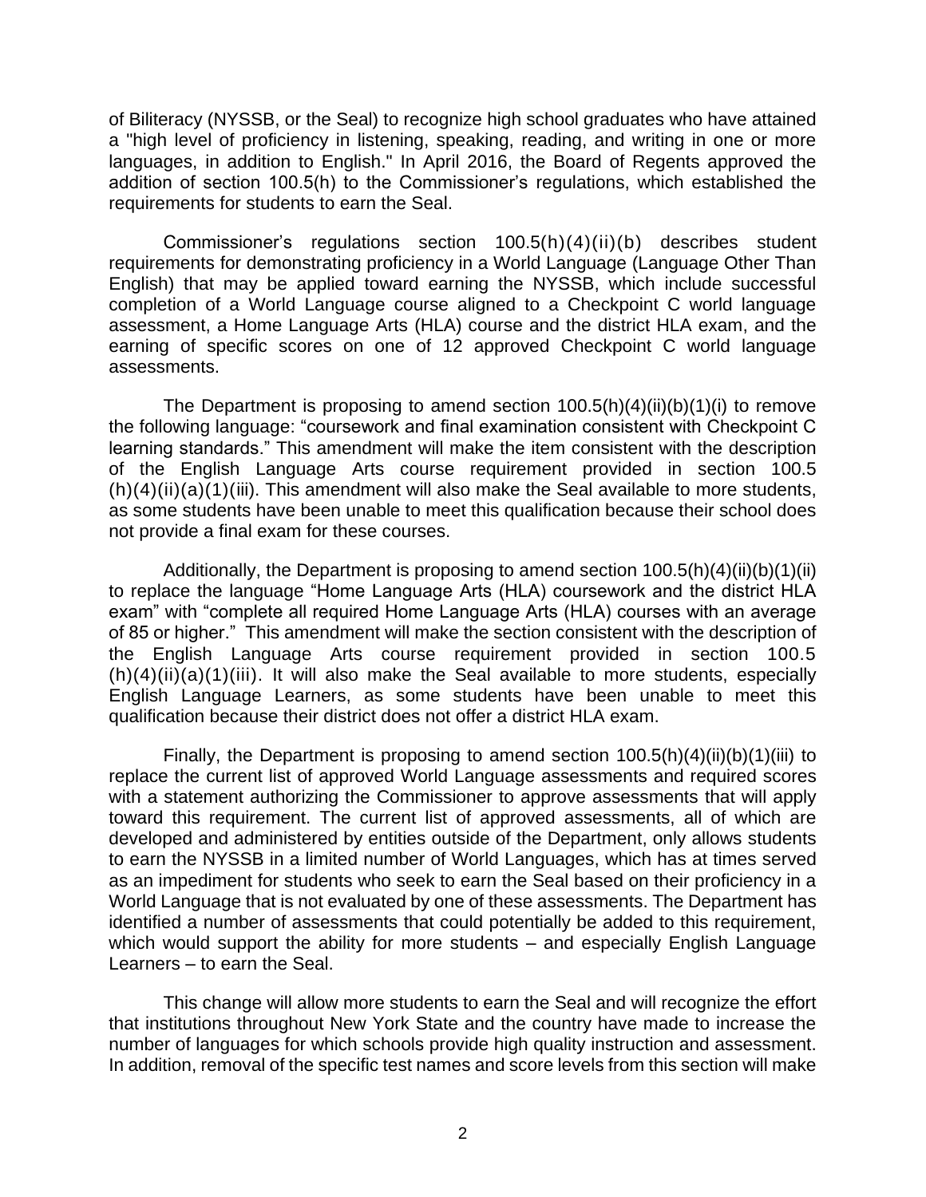of Biliteracy (NYSSB, or the Seal) to recognize high school graduates who have attained a "high level of proficiency in listening, speaking, reading, and writing in one or more languages, in addition to English." In April 2016, the Board of Regents approved the addition of section 100.5(h) to the Commissioner's regulations, which established the requirements for students to earn the Seal.

Commissioner's regulations section 100.5(h)(4)(ii)(b) describes student requirements for demonstrating proficiency in a World Language (Language Other Than English) that may be applied toward earning the NYSSB, which include successful completion of a World Language course aligned to a Checkpoint C world language assessment, a Home Language Arts (HLA) course and the district HLA exam, and the earning of specific scores on one of 12 approved Checkpoint C world language assessments.

The Department is proposing to amend section 100.5(h)(4)(ii)(b)(1)(i) to remove the following language: "coursework and final examination consistent with Checkpoint C learning standards." This amendment will make the item consistent with the description of the English Language Arts course requirement provided in section 100.5 (h)(4)(ii)(a)(1)(iii). This amendment will also make the Seal available to more students, as some students have been unable to meet this qualification because their school does not provide a final exam for these courses.

Additionally, the Department is proposing to amend section 100.5(h)(4)(ii)(b)(1)(ii) to replace the language "Home Language Arts (HLA) coursework and the district HLA exam" with "complete all required Home Language Arts (HLA) courses with an average of 85 or higher." This amendment will make the section consistent with the description of the English Language Arts course requirement provided in section 100.5 (h)(4)(ii)(a)(1)(iii). It will also make the Seal available to more students, especially English Language Learners, as some students have been unable to meet this qualification because their district does not offer a district HLA exam.

Finally, the Department is proposing to amend section 100.5(h)(4)(ii)(b)(1)(iii) to replace the current list of approved World Language assessments and required scores with a statement authorizing the Commissioner to approve assessments that will apply toward this requirement. The current list of approved assessments, all of which are developed and administered by entities outside of the Department, only allows students to earn the NYSSB in a limited number of World Languages, which has at times served as an impediment for students who seek to earn the Seal based on their proficiency in a World Language that is not evaluated by one of these assessments. The Department has identified a number of assessments that could potentially be added to this requirement, which would support the ability for more students – and especially English Language Learners – to earn the Seal.

This change will allow more students to earn the Seal and will recognize the effort that institutions throughout New York State and the country have made to increase the number of languages for which schools provide high quality instruction and assessment. In addition, removal of the specific test names and score levels from this section will make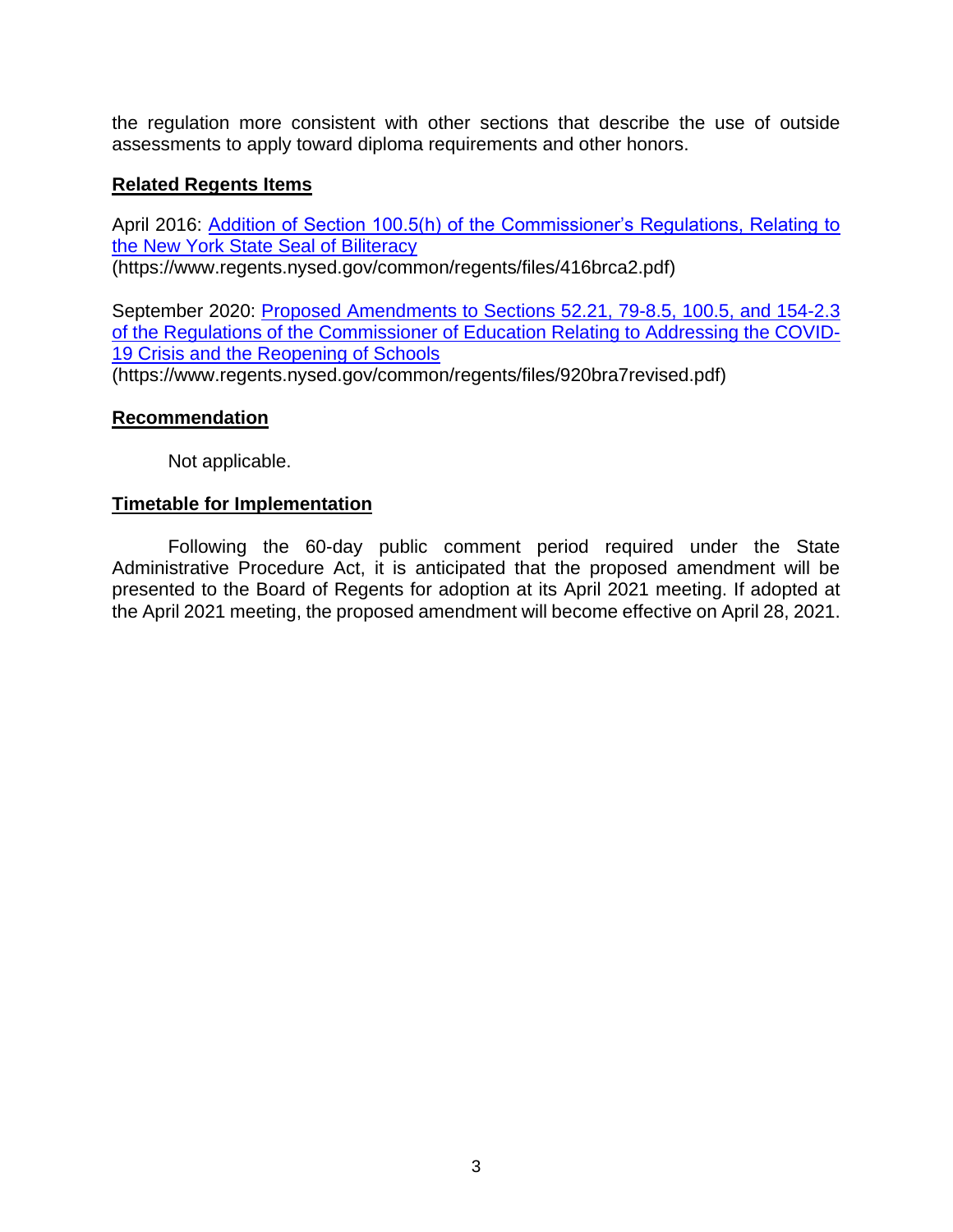the regulation more consistent with other sections that describe the use of outside assessments to apply toward diploma requirements and other honors.

## Related Regents Items

April 2016: [Addition of Section 100.5(h) of the Commissioner's Regulations, Relating to the New York State Seal of Biliteracy](https://www.regents.nysed.gov/common/regents/files/416brca2.pdf)
(https://www.regents.nysed.gov/common/regents/files/416brca2.pdf)

September 2020: [Proposed Amendments to Sections 52.21, 79-8.5, 100.5, and 154-2.3 of the Regulations of the Commissioner of Education Relating to Addressing the COVID-19 Crisis and the Reopening of Schools](https://www.regents.nysed.gov/common/regents/files/920bra7revised.pdf)
(https://www.regents.nysed.gov/common/regents/files/920bra7revised.pdf)

## Recommendation

Not applicable.

## Timetable for Implementation

Following the 60-day public comment period required under the State Administrative Procedure Act, it is anticipated that the proposed amendment will be presented to the Board of Regents for adoption at its April 2021 meeting. If adopted at the April 2021 meeting, the proposed amendment will become effective on April 28, 2021.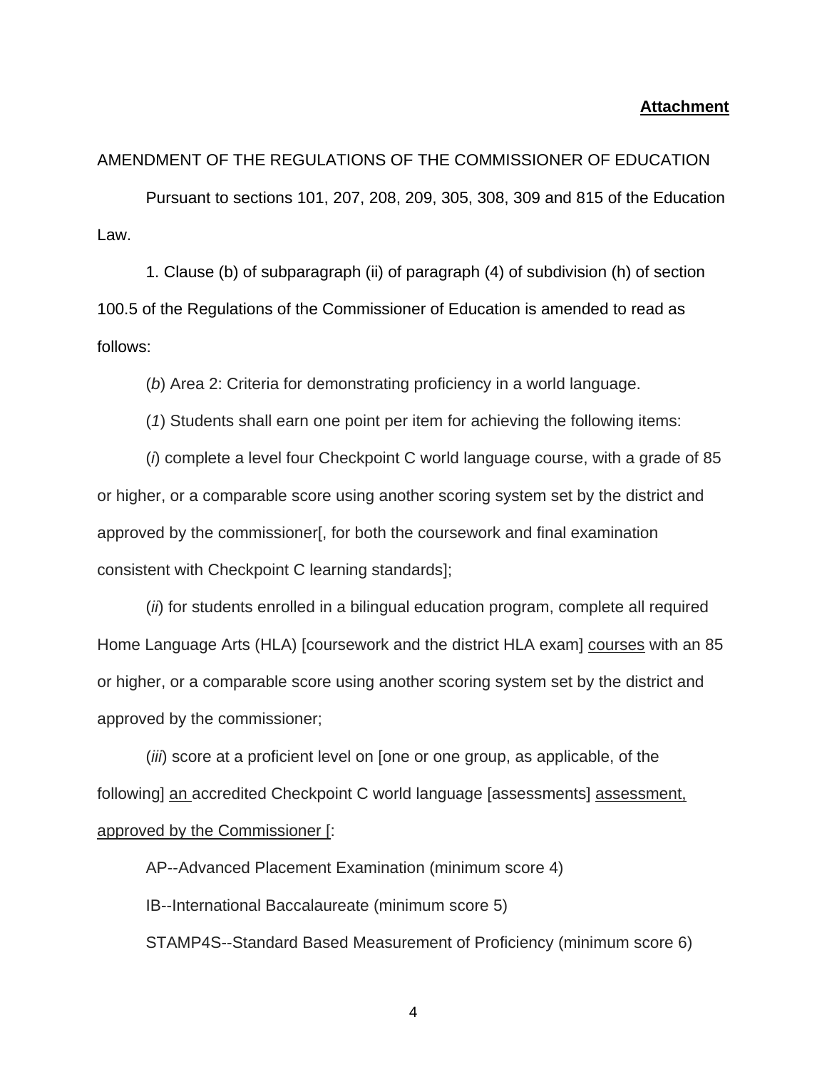**Attachment**

AMENDMENT OF THE REGULATIONS OF THE COMMISSIONER OF EDUCATION

Pursuant to sections 101, 207, 208, 209, 305, 308, 309 and 815 of the Education Law.

1. Clause (b) of subparagraph (ii) of paragraph (4) of subdivision (h) of section 100.5 of the Regulations of the Commissioner of Education is amended to read as follows:

(*b*) Area 2: Criteria for demonstrating proficiency in a world language.

(*1*) Students shall earn one point per item for achieving the following items:

(*i*) complete a level four Checkpoint C world language course, with a grade of 85 or higher, or a comparable score using another scoring system set by the district and approved by the commissioner[, for both the coursework and final examination consistent with Checkpoint C learning standards];

(*ii*) for students enrolled in a bilingual education program, complete all required Home Language Arts (HLA) [coursework and the district HLA exam] <u>courses</u> with an 85 or higher, or a comparable score using another scoring system set by the district and approved by the commissioner;

(*iii*) score at a proficient level on [one or one group, as applicable, of the following] <u>an</u> accredited Checkpoint C world language [assessments] <u>assessment, approved by the Commissioner</u> [:

AP--Advanced Placement Examination (minimum score 4)

IB--International Baccalaureate (minimum score 5)

STAMP4S--Standard Based Measurement of Proficiency (minimum score 6)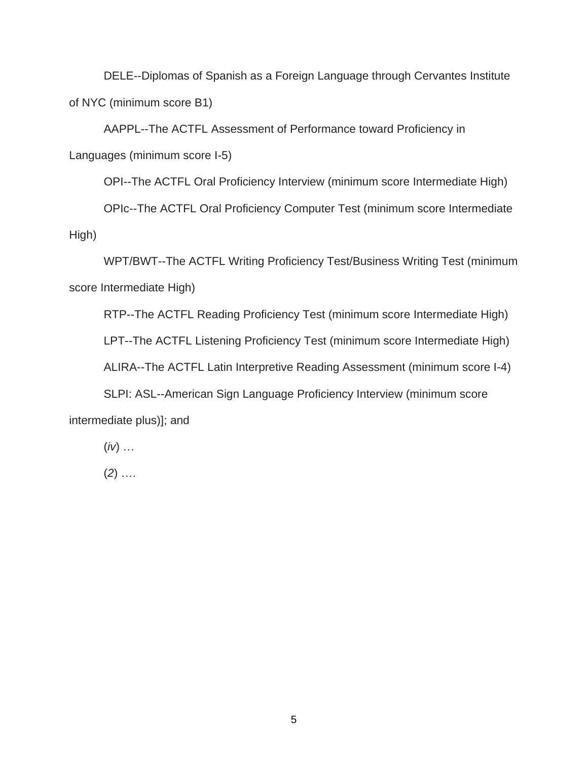DELE--Diplomas of Spanish as a Foreign Language through Cervantes Institute of NYC (minimum score B1)

AAPPL--The ACTFL Assessment of Performance toward Proficiency in Languages (minimum score I-5)

OPI--The ACTFL Oral Proficiency Interview (minimum score Intermediate High)

OPIc--The ACTFL Oral Proficiency Computer Test (minimum score Intermediate High)

WPT/BWT--The ACTFL Writing Proficiency Test/Business Writing Test (minimum score Intermediate High)

RTP--The ACTFL Reading Proficiency Test (minimum score Intermediate High)

LPT--The ACTFL Listening Proficiency Test (minimum score Intermediate High)

ALIRA--The ACTFL Latin Interpretive Reading Assessment (minimum score I-4)

SLPI: ASL--American Sign Language Proficiency Interview (minimum score intermediate plus)]; and

(*iv*) …

(*2*) ….